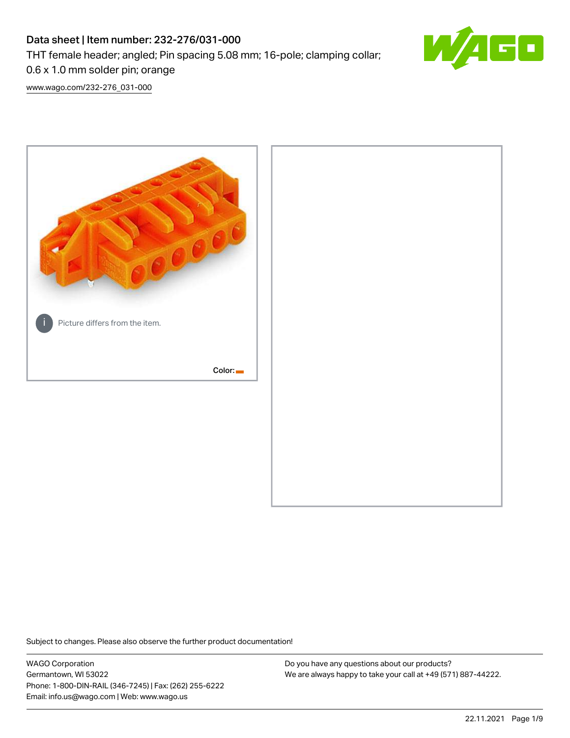# Data sheet | Item number: 232-276/031-000

THT female header; angled; Pin spacing 5.08 mm; 16-pole; clamping collar; 0.6 x 1.0 mm solder pin; orange

www.wago.com/232-276_031-000

Picture differs from the item.

Color:

Subject to changes. Please also observe the further product documentation!

WAGO Corporation
Germantown, WI 53022
Phone: 1-800-DIN-RAIL (346-7245) | Fax: (262) 255-6222
Email: info.us@wago.com | Web: www.wago.us

Do you have any questions about our products?
We are always happy to take your call at +49 (571) 887-44222.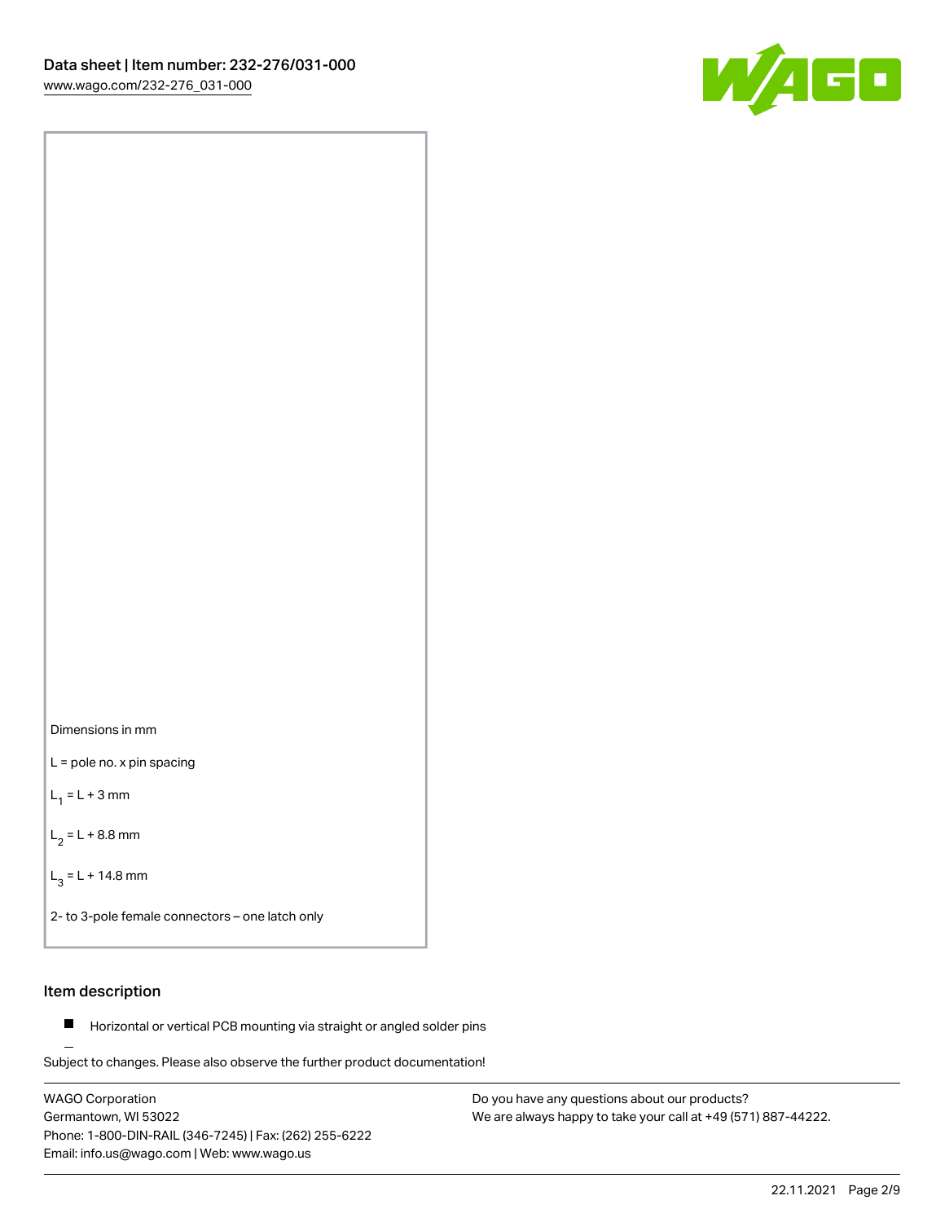Dimensions in mm

L = pole no. x pin spacing

$L_1$ = L + 3 mm

$L_2$ = L + 8.8 mm

$L_3$ = L + 14.8 mm

2- to 3-pole female connectors – one latch only

## Item description

- Horizontal or vertical PCB mounting via straight or angled solder pins

Subject to changes. Please also observe the further product documentation!

WAGO Corporation
Germantown, WI 53022
Phone: 1-800-DIN-RAIL (346-7245) | Fax: (262) 255-6222
Email: info.us@wago.com | Web: www.wago.us

Do you have any questions about our products?
We are always happy to take your call at +49 (571) 887-44222.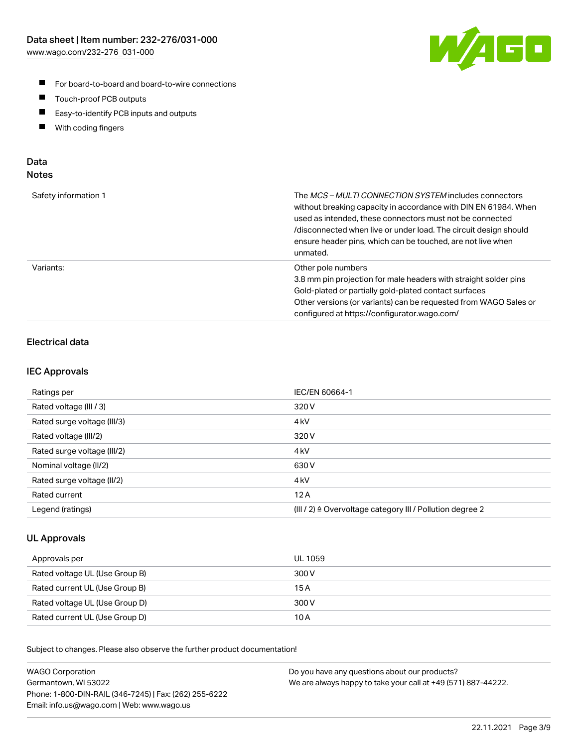- For board-to-board and board-to-wire connections
- Touch-proof PCB outputs
- Easy-to-identify PCB inputs and outputs
- With coding fingers

## Data

### Notes

| | |
|---|---|
| Safety information 1 | The *MCS – MULTI CONNECTION SYSTEM* includes connectors without breaking capacity in accordance with DIN EN 61984. When used as intended, these connectors must not be connected /disconnected when live or under load. The circuit design should ensure header pins, which can be touched, are not live when unmated. |
| Variants: | Other pole numbers<br>3.8 mm pin projection for male headers with straight solder pins<br>Gold-plated or partially gold-plated contact surfaces<br>Other versions (or variants) can be requested from WAGO Sales or configured at https://configurator.wago.com/ |

### Electrical data

### IEC Approvals

| | |
|---|---|
| Ratings per | IEC/EN 60664-1 |
| Rated voltage (III / 3) | 320 V |
| Rated surge voltage (III/3) | 4 kV |
| Rated voltage (III/2) | 320 V |
| Rated surge voltage (III/2) | 4 kV |
| Nominal voltage (II/2) | 630 V |
| Rated surge voltage (II/2) | 4 kV |
| Rated current | 12 A |
| Legend (ratings) | (III / 2) ≙ Overvoltage category III / Pollution degree 2 |

### UL Approvals

| | |
|---|---|
| Approvals per | UL 1059 |
| Rated voltage UL (Use Group B) | 300 V |
| Rated current UL (Use Group B) | 15 A |
| Rated voltage UL (Use Group D) | 300 V |
| Rated current UL (Use Group D) | 10 A |

Subject to changes. Please also observe the further product documentation!

WAGO Corporation
Germantown, WI 53022
Phone: 1-800-DIN-RAIL (346-7245) | Fax: (262) 255-6222
Email: info.us@wago.com | Web: www.wago.us

Do you have any questions about our products?
We are always happy to take your call at +49 (571) 887-44222.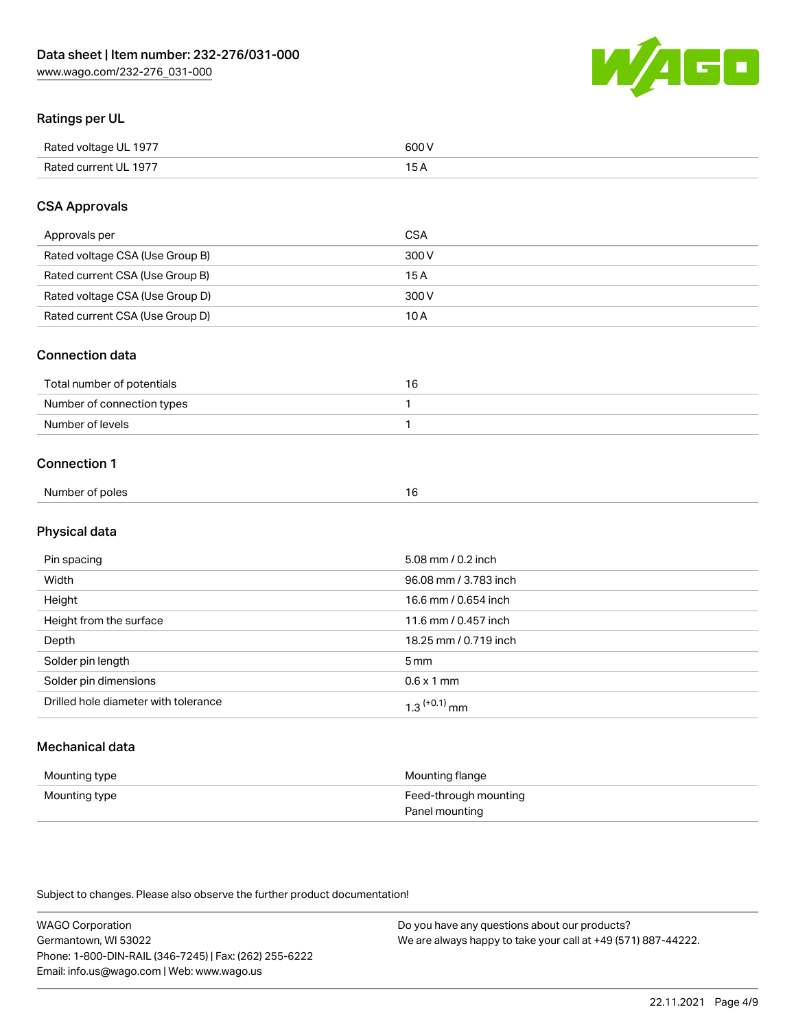## Ratings per UL

| | |
|---|---|
| Rated voltage UL 1977 | 600 V |
| Rated current UL 1977 | 15 A |

## CSA Approvals

| | |
|---|---|
| Approvals per | CSA |
| Rated voltage CSA (Use Group B) | 300 V |
| Rated current CSA (Use Group B) | 15 A |
| Rated voltage CSA (Use Group D) | 300 V |
| Rated current CSA (Use Group D) | 10 A |

## Connection data

| | |
|---|---|
| Total number of potentials | 16 |
| Number of connection types | 1 |
| Number of levels | 1 |

## Connection 1

| | |
|---|---|
| Number of poles | 16 |

## Physical data

| | |
|---|---|
| Pin spacing | 5.08 mm / 0.2 inch |
| Width | 96.08 mm / 3.783 inch |
| Height | 16.6 mm / 0.654 inch |
| Height from the surface | 11.6 mm / 0.457 inch |
| Depth | 18.25 mm / 0.719 inch |
| Solder pin length | 5 mm |
| Solder pin dimensions | 0.6 x 1 mm |
| Drilled hole diameter with tolerance | $1.3^{(+0.1)}$ mm |

## Mechanical data

| | |
|---|---|
| Mounting type | Mounting flange |
| Mounting type | Feed-through mounting<br>Panel mounting |

Subject to changes. Please also observe the further product documentation!

WAGO Corporation
Germantown, WI 53022
Phone: 1-800-DIN-RAIL (346-7245) | Fax: (262) 255-6222
Email: info.us@wago.com | Web: www.wago.us

Do you have any questions about our products?
We are always happy to take your call at +49 (571) 887-44222.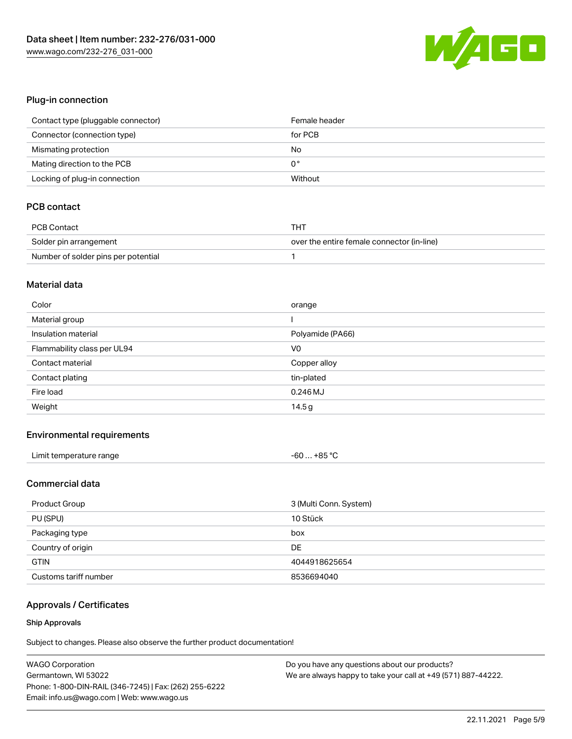## Plug-in connection

| | |
|---|---|
| Contact type (pluggable connector) | Female header |
| Connector (connection type) | for PCB |
| Mismatching protection | No |
| Mating direction to the PCB | 0 ° |
| Locking of plug-in connection | Without |

## PCB contact

| | |
|---|---|
| PCB Contact | THT |
| Solder pin arrangement | over the entire female connector (in-line) |
| Number of solder pins per potential | 1 |

## Material data

| | |
|---|---|
| Color | orange |
| Material group | I |
| Insulation material | Polyamide (PA66) |
| Flammability class per UL94 | V0 |
| Contact material | Copper alloy |
| Contact plating | tin-plated |
| Fire load | 0.246 MJ |
| Weight | 14.5 g |

## Environmental requirements

| | |
|---|---|
| Limit temperature range | -60 … +85 °C |

## Commercial data

| | |
|---|---|
| Product Group | 3 (Multi Conn. System) |
| PU (SPU) | 10 Stück |
| Packaging type | box |
| Country of origin | DE |
| GTIN | 4044918625654 |
| Customs tariff number | 8536694040 |

## Approvals / Certificates

### Ship Approvals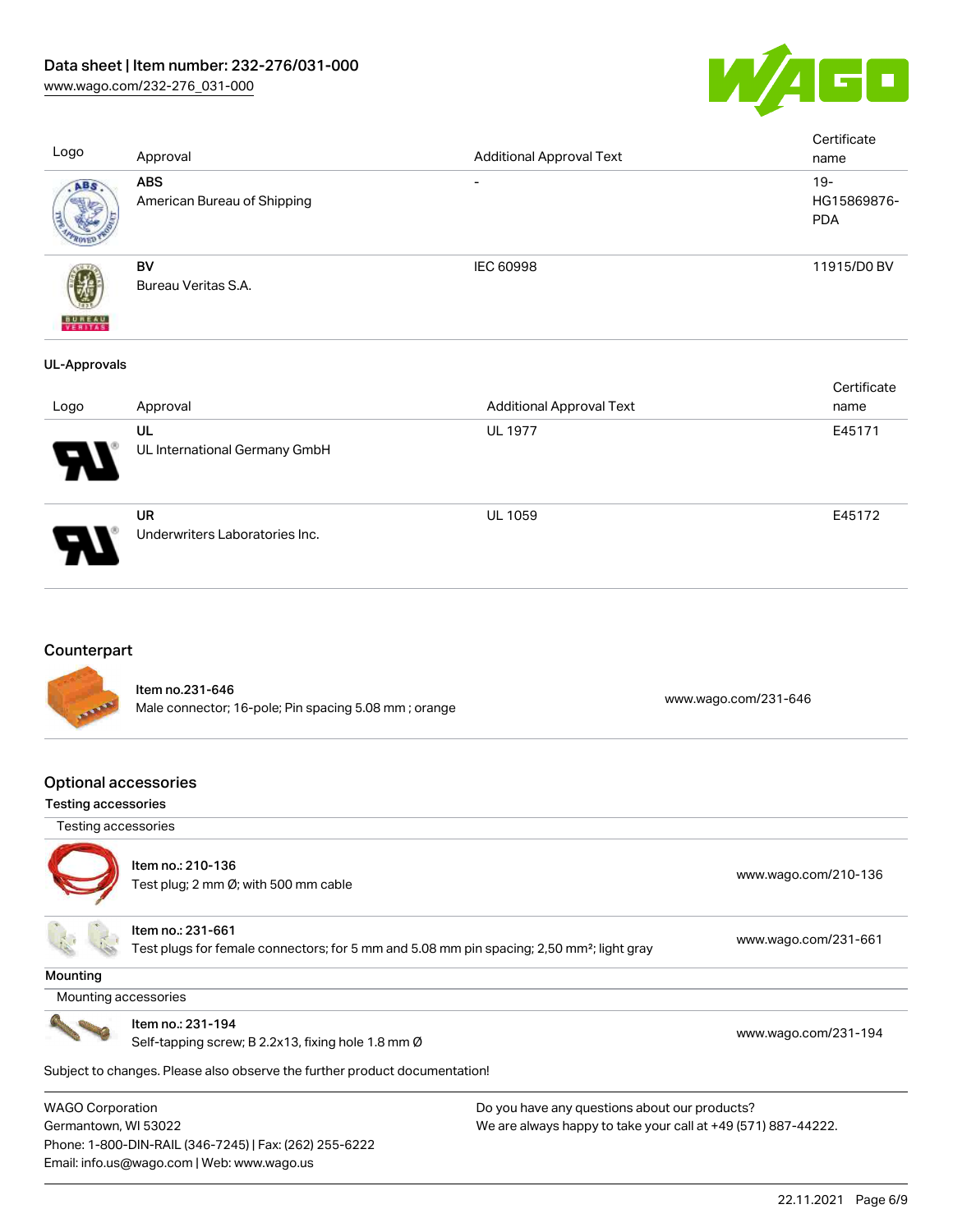| Logo | Approval | Additional Approval Text | Certificate name |
| --- | --- | --- | --- |
| | **ABS**<br>American Bureau of Shipping | - | 19-HG15869876-PDA |
| | **BV**<br>Bureau Veritas S.A. | IEC 60998 | 11915/D0 BV |

**UL-Approvals**

| Logo | Approval | Additional Approval Text | Certificate name |
| --- | --- | --- | --- |
| | **UL**<br>UL International Germany GmbH | UL 1977 | E45171 |
| | **UR**<br>Underwriters Laboratories Inc. | UL 1059 | E45172 |

## Counterpart

| | | |
| --- | --- | --- |
| | **Item no.231-646**<br>Male connector; 16-pole; Pin spacing 5.08 mm ; orange | www.wago.com/231-646 |

## Optional accessories

### Testing accessories

Testing accessories

| | | |
| --- | --- | --- |
| | **Item no.: 210-136**<br>Test plug; 2 mm Ø; with 500 mm cable | www.wago.com/210-136 |
| | **Item no.: 231-661**<br>Test plugs for female connectors; for 5 mm and 5.08 mm pin spacing; 2,50 mm²; light gray | www.wago.com/231-661 |

### Mounting

Mounting accessories

| | | |
| --- | --- | --- |
| | **Item no.: 231-194**<br>Self-tapping screw; B 2.2x13, fixing hole 1.8 mm Ø | www.wago.com/231-194 |

Subject to changes. Please also observe the further product documentation!

WAGO Corporation
Germantown, WI 53022
Phone: 1-800-DIN-RAIL (346-7245) | Fax: (262) 255-6222
Email: info.us@wago.com | Web: www.wago.us

Do you have any questions about our products?
We are always happy to take your call at +49 (571) 887-44222.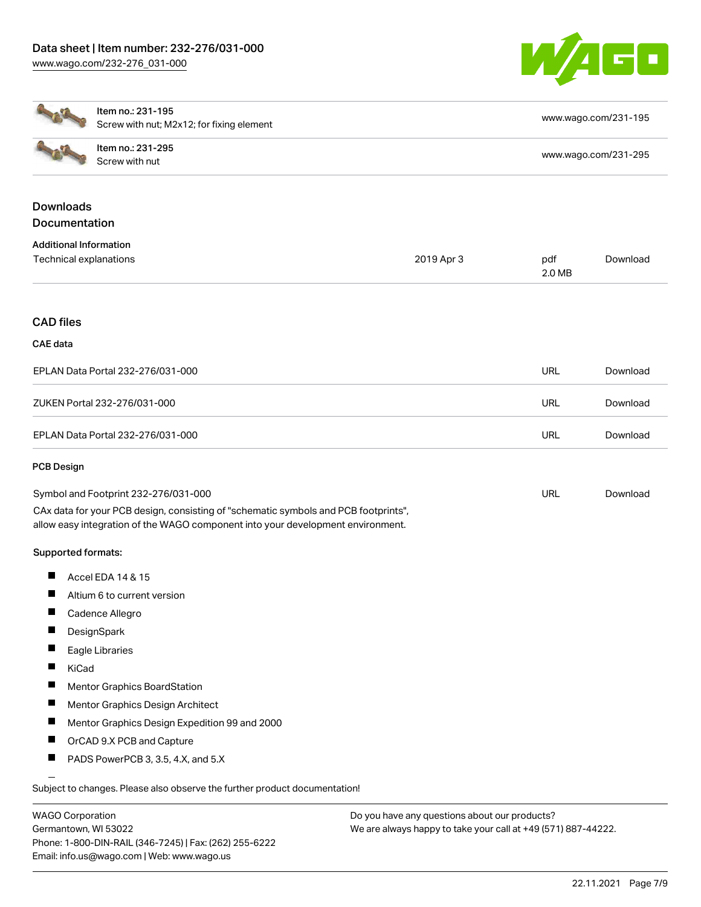| Item no.: 231-195<br>Screw with nut; M2x12; for fixing element | www.wago.com/231-195 |
| --- | --- |
| Item no.: 231-295<br>Screw with nut | www.wago.com/231-295 |

## Downloads

## Documentation

### Additional Information

| Technical explanations | 2019 Apr 3 | pdf<br>2.0 MB | Download |
| --- | --- | --- | --- |

## CAD files

### CAE data

| EPLAN Data Portal 232-276/031-000 | URL | Download |
| --- | --- | --- |
| ZUKEN Portal 232-276/031-000 | URL | Download |
| EPLAN Data Portal 232-276/031-000 | URL | Download |

### PCB Design

| Symbol and Footprint 232-276/031-000 | URL | Download |
| --- | --- | --- |

CAx data for your PCB design, consisting of "schematic symbols and PCB footprints", allow easy integration of the WAGO component into your development environment.

Supported formats:

- Accel EDA 14 & 15
- Altium 6 to current version
- Cadence Allegro
- DesignSpark
- Eagle Libraries
- KiCad
- Mentor Graphics BoardStation
- Mentor Graphics Design Architect
- Mentor Graphics Design Expedition 99 and 2000
- OrCAD 9.X PCB and Capture
- PADS PowerPCB 3, 3.5, 4.X, and 5.X

Subject to changes. Please also observe the further product documentation!

WAGO Corporation
Germantown, WI 53022
Phone: 1-800-DIN-RAIL (346-7245) | Fax: (262) 255-6222
Email: info.us@wago.com | Web: www.wago.us

Do you have any questions about our products?
We are always happy to take your call at +49 (571) 887-44222.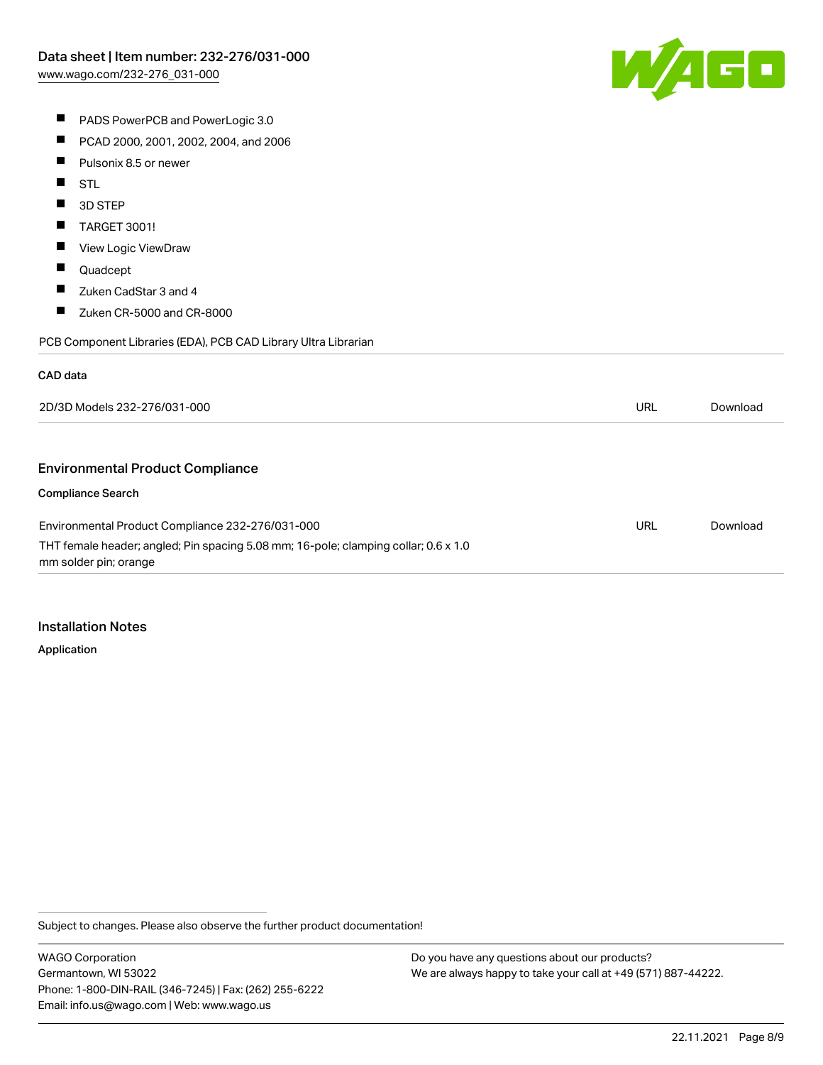- PADS PowerPCB and PowerLogic 3.0
- PCAD 2000, 2001, 2002, 2004, and 2006
- Pulsonix 8.5 or newer
- STL
- 3D STEP
- TARGET 3001!
- View Logic ViewDraw
- Quadcept
- Zuken CadStar 3 and 4
- Zuken CR-5000 and CR-8000

PCB Component Libraries (EDA), PCB CAD Library Ultra Librarian

**CAD data**

| | | |
|---|---|---|
| 2D/3D Models 232-276/031-000 | URL | Download |

## Environmental Product Compliance

**Compliance Search**

| | | |
|---|---|---|
| Environmental Product Compliance 232-276/031-000<br>THT female header; angled; Pin spacing 5.08 mm; 16-pole; clamping collar; 0.6 x 1.0 mm solder pin; orange | URL | Download |

## Installation Notes

**Application**

Subject to changes. Please also observe the further product documentation!

WAGO Corporation
Germantown, WI 53022
Phone: 1-800-DIN-RAIL (346-7245) | Fax: (262) 255-6222
Email: info.us@wago.com | Web: www.wago.us

Do you have any questions about our products?
We are always happy to take your call at +49 (571) 887-44222.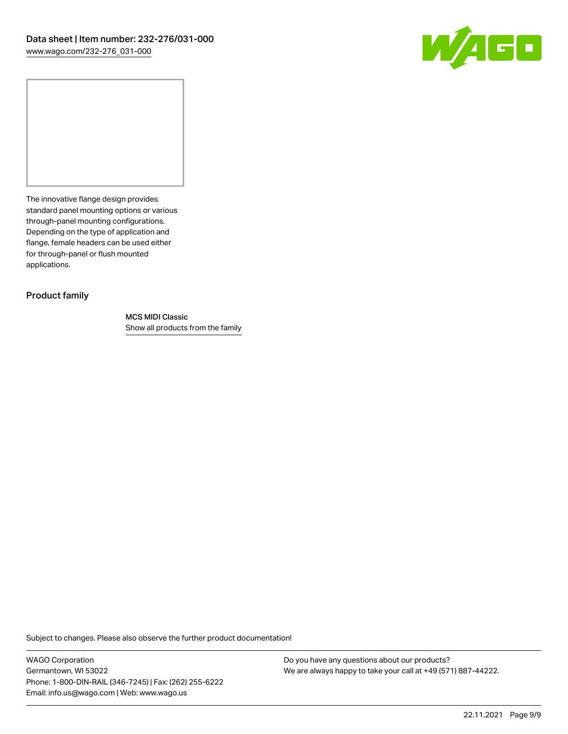The innovative flange design provides standard panel mounting options or various through-panel mounting configurations. Depending on the type of application and flange, female headers can be used either for through-panel or flush mounted applications.

## Product family

MCS MIDI Classic
Show all products from the family

Subject to changes. Please also observe the further product documentation!

WAGO Corporation
Germantown, WI 53022
Phone: 1-800-DIN-RAIL (346-7245) | Fax: (262) 255-6222
Email: info.us@wago.com | Web: www.wago.us

Do you have any questions about our products?
We are always happy to take your call at +49 (571) 887-44222.